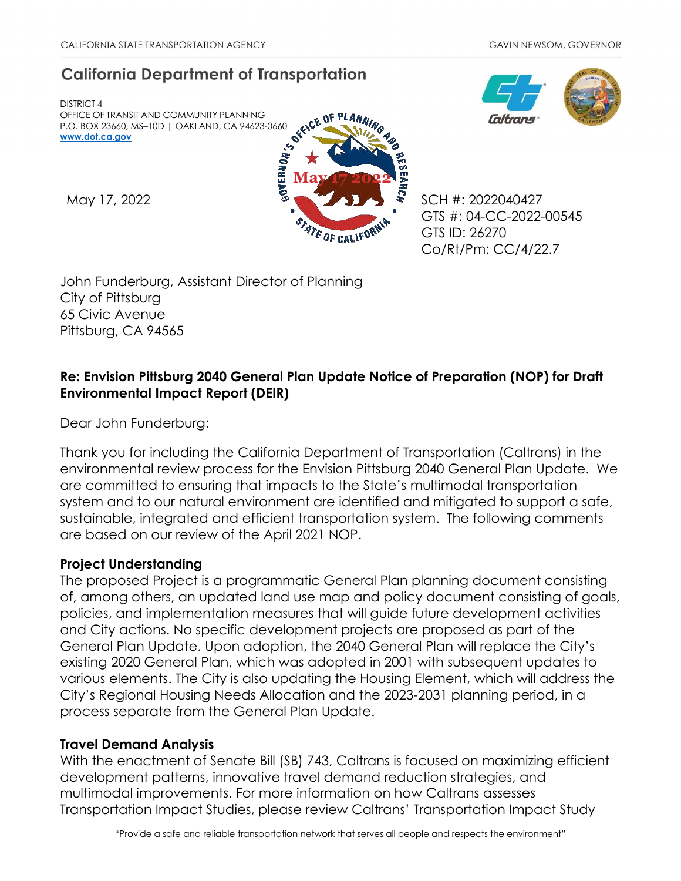CALIFORNIA STATE TRANSPORTATION AGENCY — GAVIN NEWSOM, GOVERNOR

# California Department of Transportation

DISTRICT 4
OFFICE OF TRANSIT AND COMMUNITY PLANNING
P.O. BOX 23660, MS–10D | OAKLAND, CA 94623-0660
**www.dot.ca.gov**

May 17, 2022

SCH #: 2022040427
GTS #: 04-CC-2022-00545
GTS ID: 26270
Co/Rt/Pm: CC/4/22.7

John Funderburg, Assistant Director of Planning
City of Pittsburg
65 Civic Avenue
Pittsburg, CA 94565

**Re: Envision Pittsburg 2040 General Plan Update Notice of Preparation (NOP) for Draft Environmental Impact Report (DEIR)**

Dear John Funderburg:

Thank you for including the California Department of Transportation (Caltrans) in the environmental review process for the Envision Pittsburg 2040 General Plan Update. We are committed to ensuring that impacts to the State's multimodal transportation system and to our natural environment are identified and mitigated to support a safe, sustainable, integrated and efficient transportation system. The following comments are based on our review of the April 2021 NOP.

### Project Understanding

The proposed Project is a programmatic General Plan planning document consisting of, among others, an updated land use map and policy document consisting of goals, policies, and implementation measures that will guide future development activities and City actions. No specific development projects are proposed as part of the General Plan Update. Upon adoption, the 2040 General Plan will replace the City's existing 2020 General Plan, which was adopted in 2001 with subsequent updates to various elements. The City is also updating the Housing Element, which will address the City's Regional Housing Needs Allocation and the 2023-2031 planning period, in a process separate from the General Plan Update.

### Travel Demand Analysis

With the enactment of Senate Bill (SB) 743, Caltrans is focused on maximizing efficient development patterns, innovative travel demand reduction strategies, and multimodal improvements. For more information on how Caltrans assesses Transportation Impact Studies, please review Caltrans' Transportation Impact Study

"Provide a safe and reliable transportation network that serves all people and respects the environment"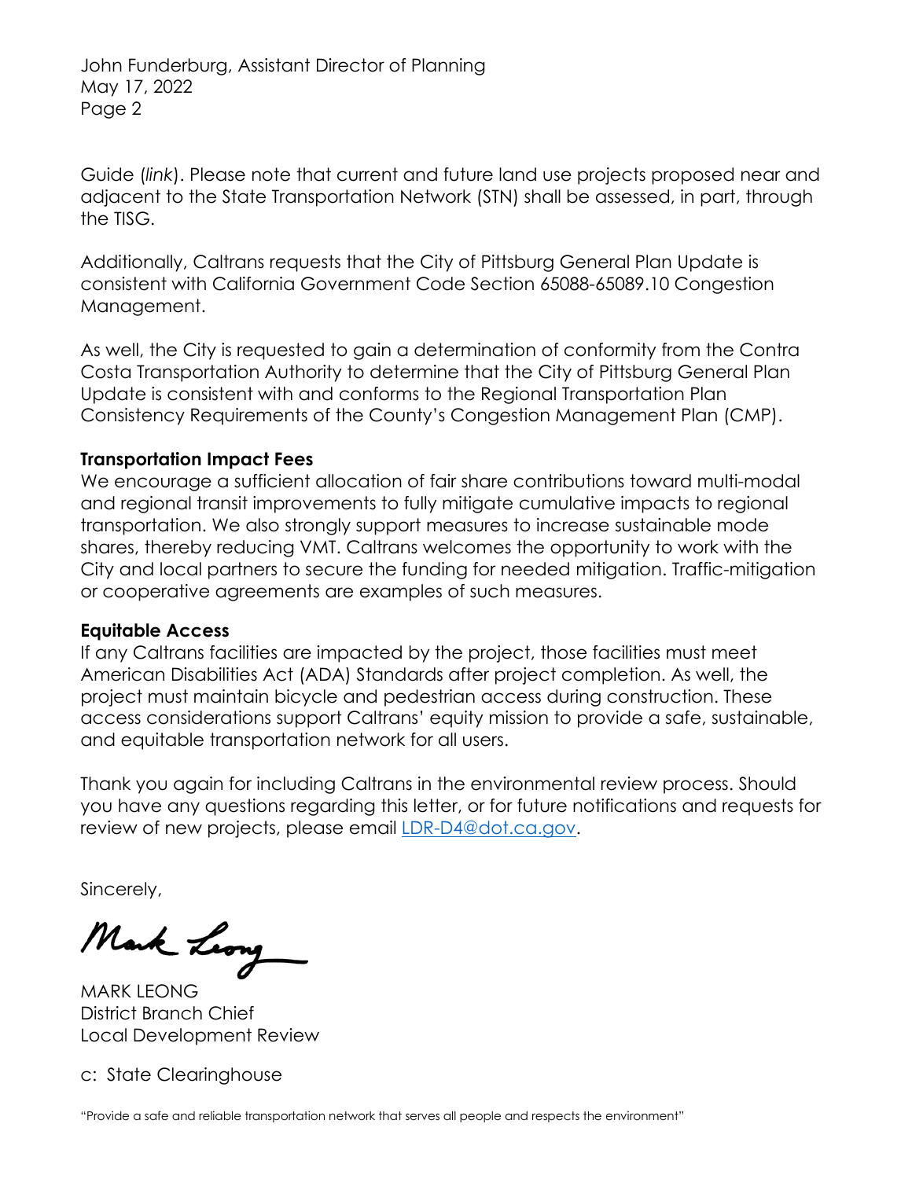Guide (*link*). Please note that current and future land use projects proposed near and adjacent to the State Transportation Network (STN) shall be assessed, in part, through the TISG.

Additionally, Caltrans requests that the City of Pittsburg General Plan Update is consistent with California Government Code Section 65088-65089.10 Congestion Management.

As well, the City is requested to gain a determination of conformity from the Contra Costa Transportation Authority to determine that the City of Pittsburg General Plan Update is consistent with and conforms to the Regional Transportation Plan Consistency Requirements of the County's Congestion Management Plan (CMP).

**Transportation Impact Fees**

We encourage a sufficient allocation of fair share contributions toward multi-modal and regional transit improvements to fully mitigate cumulative impacts to regional transportation. We also strongly support measures to increase sustainable mode shares, thereby reducing VMT. Caltrans welcomes the opportunity to work with the City and local partners to secure the funding for needed mitigation. Traffic-mitigation or cooperative agreements are examples of such measures.

**Equitable Access**

If any Caltrans facilities are impacted by the project, those facilities must meet American Disabilities Act (ADA) Standards after project completion. As well, the project must maintain bicycle and pedestrian access during construction. These access considerations support Caltrans' equity mission to provide a safe, sustainable, and equitable transportation network for all users.

Thank you again for including Caltrans in the environmental review process. Should you have any questions regarding this letter, or for future notifications and requests for review of new projects, please email LDR-D4@dot.ca.gov.

Sincerely,

Mark Leong

MARK LEONG
District Branch Chief
Local Development Review

c: State Clearinghouse

"Provide a safe and reliable transportation network that serves all people and respects the environment"